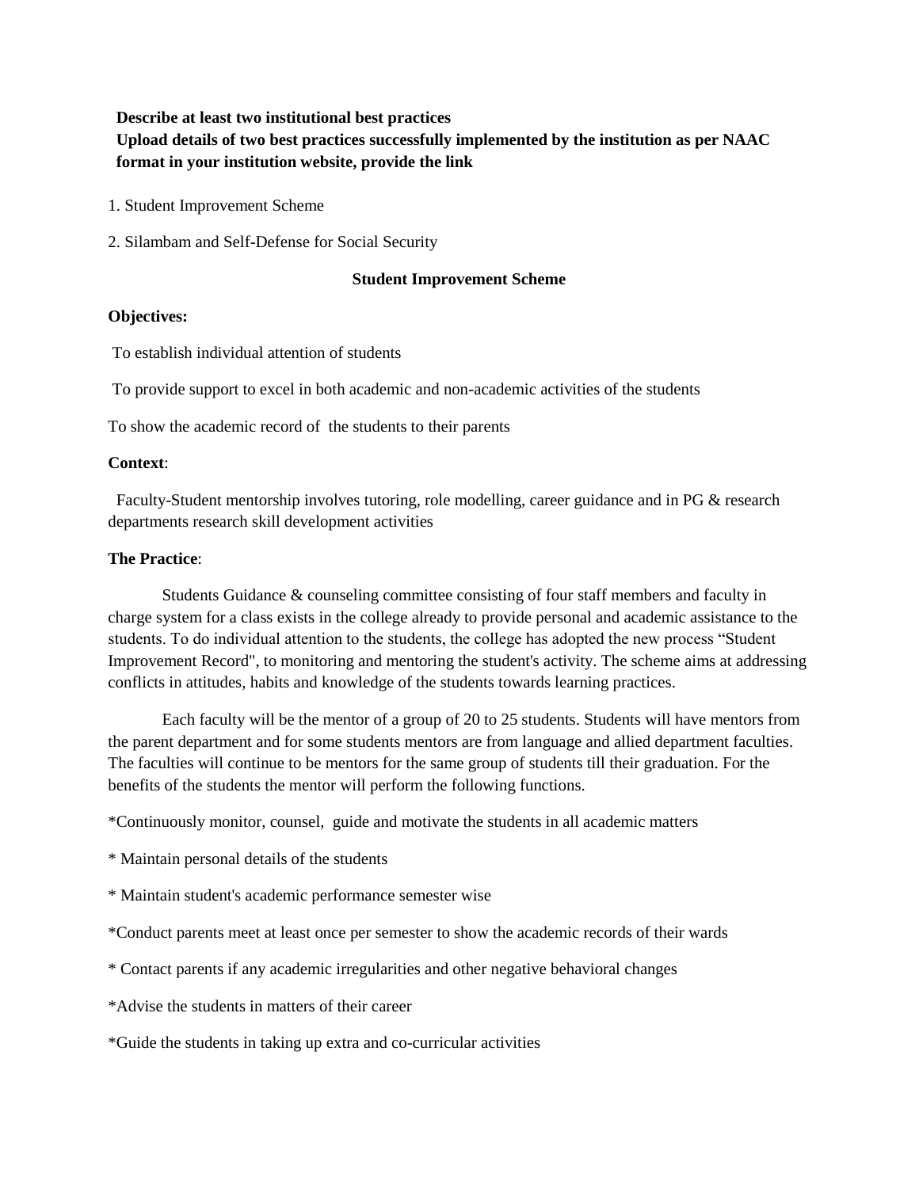**Describe at least two institutional best practices**

**Upload details of two best practices successfully implemented by the institution as per NAAC format in your institution website, provide the link**

1. Student Improvement Scheme

2. Silambam and Self-Defense for Social Security

**Student Improvement Scheme**

**Objectives:**

To establish individual attention of students

To provide support to excel in both academic and non-academic activities of the students

To show the academic record of the students to their parents

**Context**:

Faculty-Student mentorship involves tutoring, role modelling, career guidance and in PG & research departments research skill development activities

**The Practice**:

Students Guidance & counseling committee consisting of four staff members and faculty in charge system for a class exists in the college already to provide personal and academic assistance to the students. To do individual attention to the students, the college has adopted the new process "Student Improvement Record", to monitoring and mentoring the student's activity. The scheme aims at addressing conflicts in attitudes, habits and knowledge of the students towards learning practices.

Each faculty will be the mentor of a group of 20 to 25 students. Students will have mentors from the parent department and for some students mentors are from language and allied department faculties. The faculties will continue to be mentors for the same group of students till their graduation. For the benefits of the students the mentor will perform the following functions.

*Continuously monitor, counsel, guide and motivate the students in all academic matters

* Maintain personal details of the students

* Maintain student's academic performance semester wise

*Conduct parents meet at least once per semester to show the academic records of their wards

* Contact parents if any academic irregularities and other negative behavioral changes

*Advise the students in matters of their career

*Guide the students in taking up extra and co-curricular activities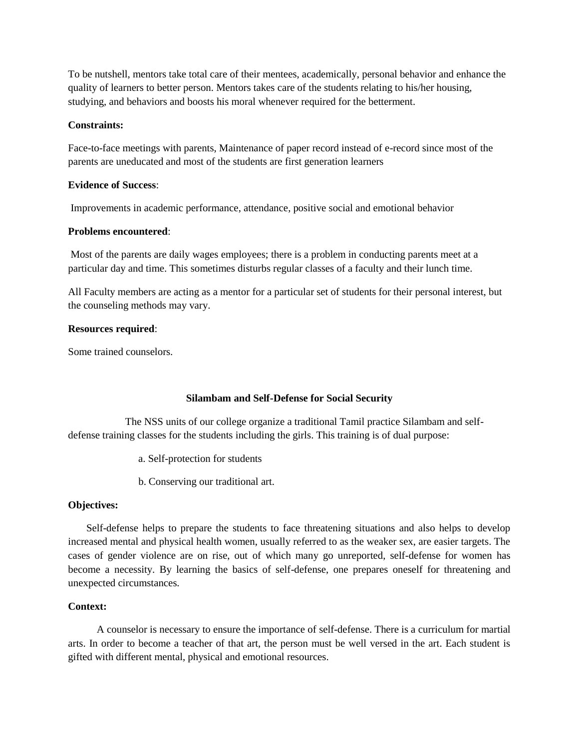To be nutshell, mentors take total care of their mentees, academically, personal behavior and enhance the quality of learners to better person. Mentors takes care of the students relating to his/her housing, studying, and behaviors and boosts his moral whenever required for the betterment.

**Constraints:**

Face-to-face meetings with parents, Maintenance of paper record instead of e-record since most of the parents are uneducated and most of the students are first generation learners

**Evidence of Success**:

Improvements in academic performance, attendance, positive social and emotional behavior

**Problems encountered**:

Most of the parents are daily wages employees; there is a problem in conducting parents meet at a particular day and time. This sometimes disturbs regular classes of a faculty and their lunch time.

All Faculty members are acting as a mentor for a particular set of students for their personal interest, but the counseling methods may vary.

**Resources required**:

Some trained counselors.

## Silambam and Self-Defense for Social Security

The NSS units of our college organize a traditional Tamil practice Silambam and self-defense training classes for the students including the girls. This training is of dual purpose:

a. Self-protection for students

b. Conserving our traditional art.

**Objectives:**

Self-defense helps to prepare the students to face threatening situations and also helps to develop increased mental and physical health women, usually referred to as the weaker sex, are easier targets. The cases of gender violence are on rise, out of which many go unreported, self-defense for women has become a necessity. By learning the basics of self-defense, one prepares oneself for threatening and unexpected circumstances.

**Context:**

A counselor is necessary to ensure the importance of self-defense. There is a curriculum for martial arts. In order to become a teacher of that art, the person must be well versed in the art. Each student is gifted with different mental, physical and emotional resources.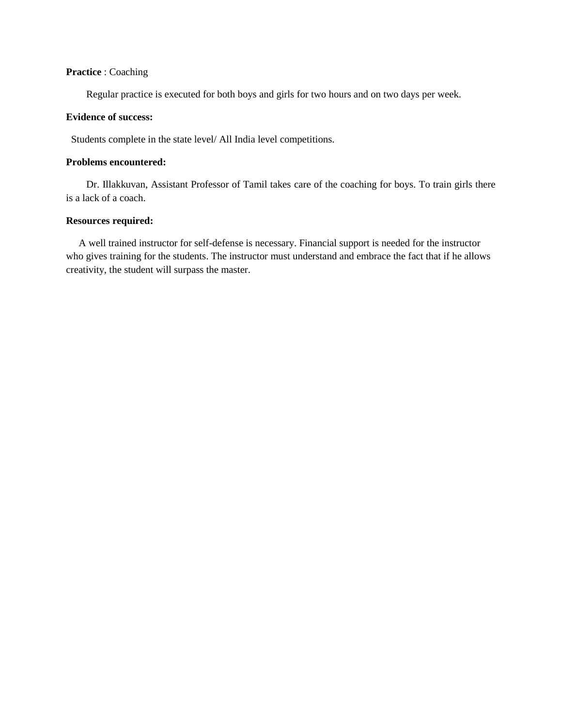**Practice** : Coaching

Regular practice is executed for both boys and girls for two hours and on two days per week.

**Evidence of success:**

Students complete in the state level/ All India level competitions.

**Problems encountered:**

Dr. Illakkuvan, Assistant Professor of Tamil takes care of the coaching for boys. To train girls there is a lack of a coach.

**Resources required:**

A well trained instructor for self-defense is necessary. Financial support is needed for the instructor who gives training for the students. The instructor must understand and embrace the fact that if he allows creativity, the student will surpass the master.